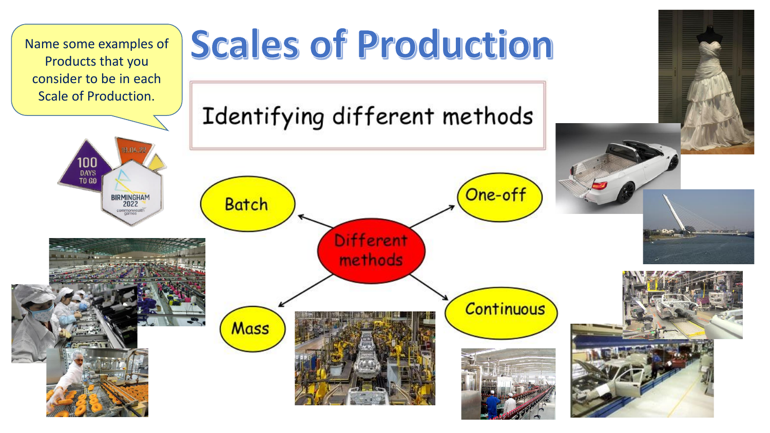# Scales of Production

Name some examples of Products that you consider to be in each Scale of Production.

Identifying different methods

Different methods

- Batch
- One-off
- Mass
- Continuous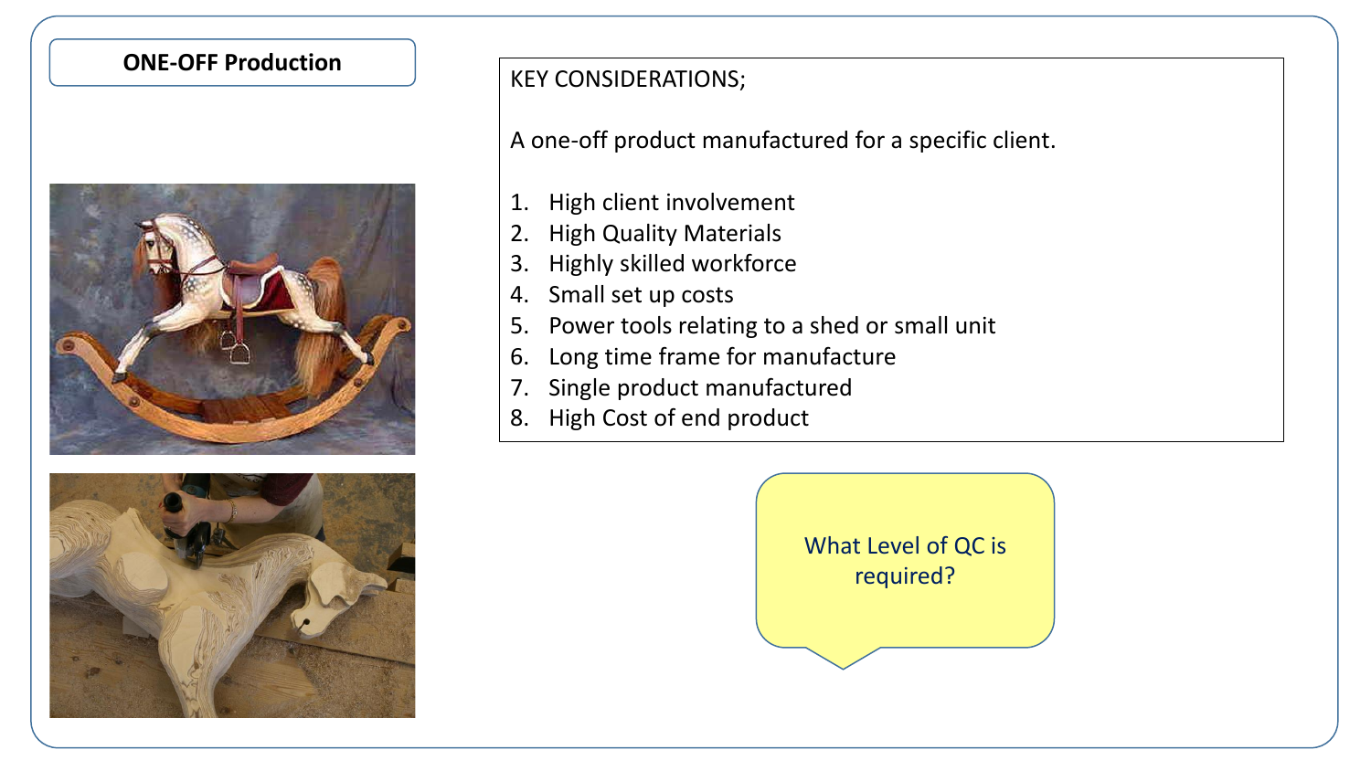## ONE-OFF Production

KEY CONSIDERATIONS;

A one-off product manufactured for a specific client.

1. High client involvement
2. High Quality Materials
3. Highly skilled workforce
4. Small set up costs
5. Power tools relating to a shed or small unit
6. Long time frame for manufacture
7. Single product manufactured
8. High Cost of end product

What Level of QC is required?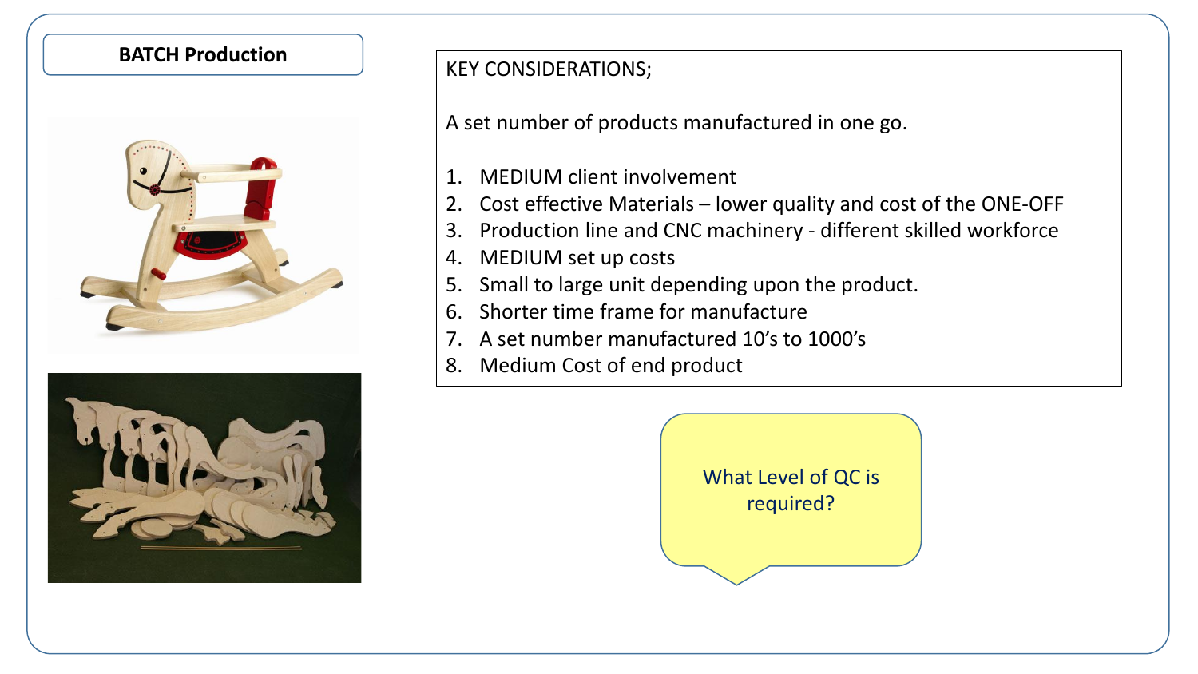## BATCH Production

KEY CONSIDERATIONS;

A set number of products manufactured in one go.

1. MEDIUM client involvement
2. Cost effective Materials – lower quality and cost of the ONE-OFF
3. Production line and CNC machinery - different skilled workforce
4. MEDIUM set up costs
5. Small to large unit depending upon the product.
6. Shorter time frame for manufacture
7. A set number manufactured 10's to 1000's
8. Medium Cost of end product

What Level of QC is required?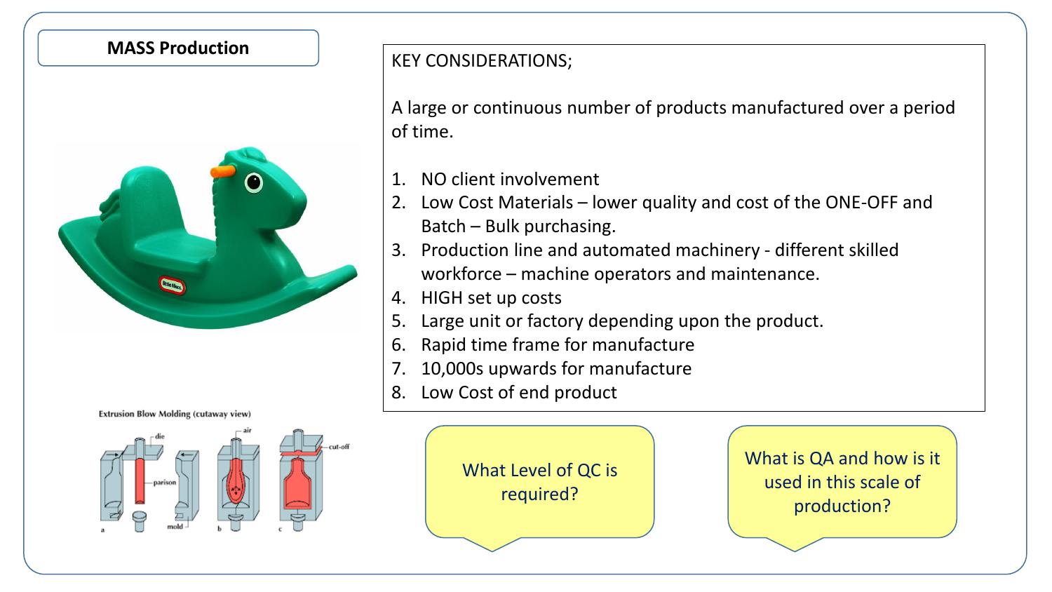# MASS Production

KEY CONSIDERATIONS;

A large or continuous number of products manufactured over a period of time.

1. NO client involvement
2. Low Cost Materials – lower quality and cost of the ONE-OFF and Batch – Bulk purchasing.
3. Production line and automated machinery - different skilled workforce – machine operators and maintenance.
4. HIGH set up costs
5. Large unit or factory depending upon the product.
6. Rapid time frame for manufacture
7. 10,000s upwards for manufacture
8. Low Cost of end product

Extrusion Blow Molding (cutaway view)

die
parison
mold
air
cut-off
a
b
c

What Level of QC is required?

What is QA and how is it used in this scale of production?